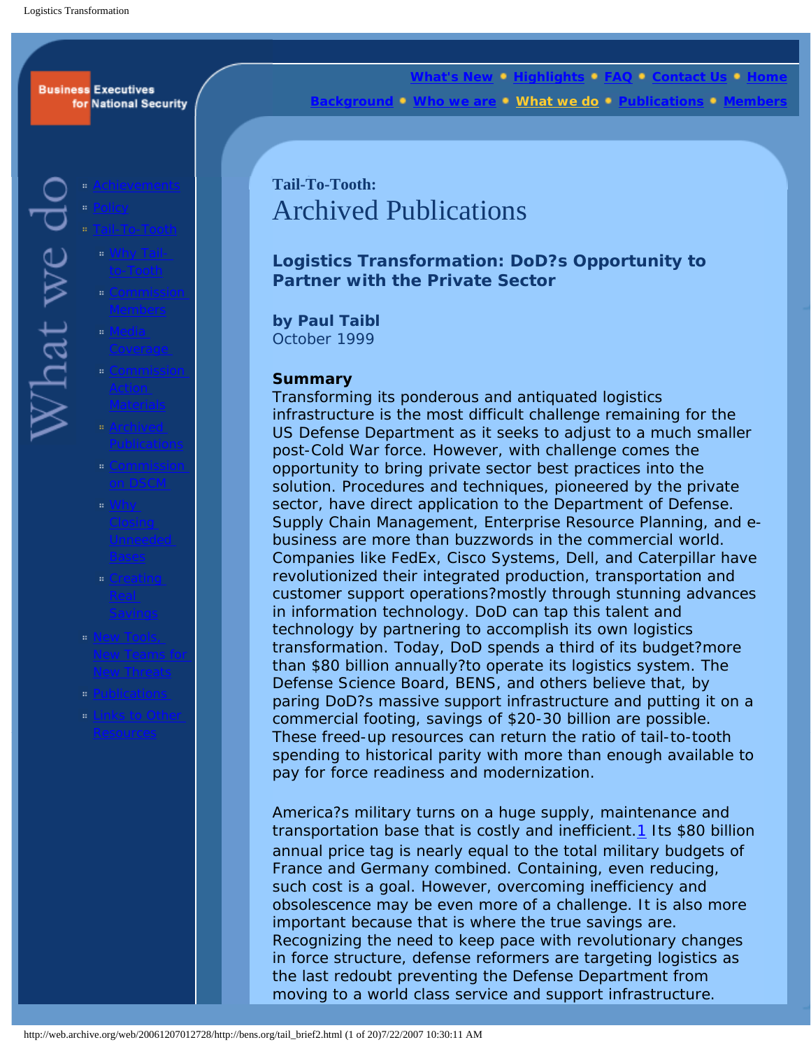# Tail-To-Tooth: Archived Publications

## Logistics Transformation: DoD?s Opportunity to Partner with the Private Sector

**by Paul Taibl**
October 1999

**Summary**
Transforming its ponderous and antiquated logistics infrastructure is the most difficult challenge remaining for the US Defense Department as it seeks to adjust to a much smaller post-Cold War force. However, with challenge comes the opportunity to bring private sector best practices into the solution. Procedures and techniques, pioneered by the private sector, have direct application to the Department of Defense. Supply Chain Management, Enterprise Resource Planning, and e-business are more than buzzwords in the commercial world. Companies like FedEx, Cisco Systems, Dell, and Caterpillar have revolutionized their integrated production, transportation and customer support operations?mostly through stunning advances in information technology. DoD can tap this talent and technology by partnering to accomplish its own logistics transformation. Today, DoD spends a third of its budget?more than $80 billion annually?to operate its logistics system. The Defense Science Board, BENS, and others believe that, by paring DoD?s massive support infrastructure and putting it on a commercial footing, savings of $20-30 billion are possible. These freed-up resources can return the ratio of tail-to-tooth spending to historical parity with more than enough available to pay for force readiness and modernization.

America?s military turns on a huge supply, maintenance and transportation base that is costly and inefficient.[1] Its $80 billion annual price tag is nearly equal to the total military budgets of France and Germany combined. Containing, even reducing, such cost is a goal. However, overcoming inefficiency and obsolescence may be even more of a challenge. It is also more important because that is where the true savings are. Recognizing the need to keep pace with revolutionary changes in force structure, defense reformers are targeting logistics as the last redoubt preventing the Defense Department from moving to a world class service and support infrastructure.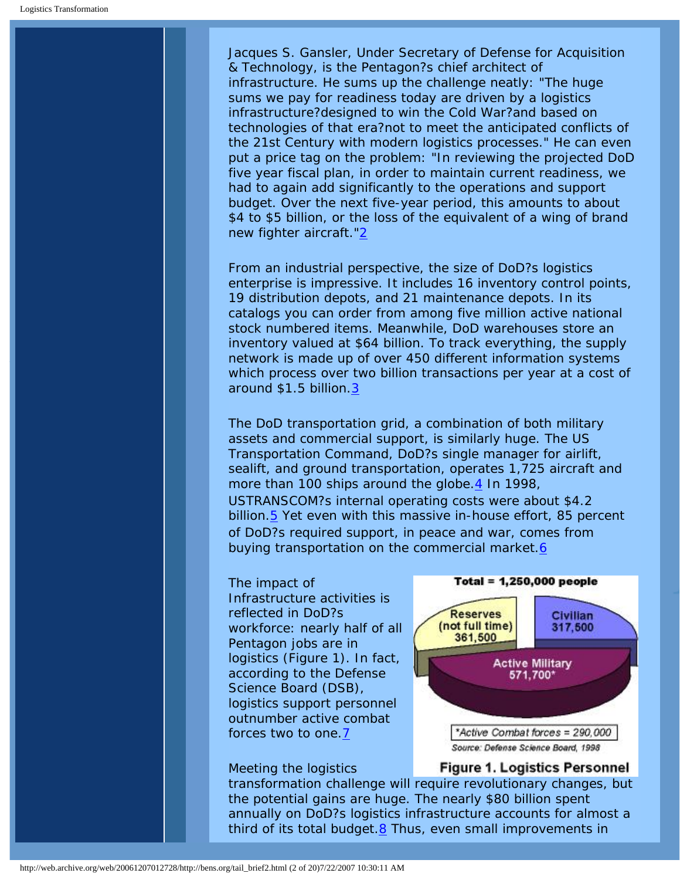Jacques S. Gansler, Under Secretary of Defense for Acquisition & Technology, is the Pentagon?s chief architect of infrastructure. He sums up the challenge neatly: "The huge sums we pay for readiness today are driven by a logistics infrastructure?designed to win the Cold War?and based on technologies of that era?not to meet the anticipated conflicts of the 21st Century with modern logistics processes." He can even put a price tag on the problem: "In reviewing the projected DoD five year fiscal plan, in order to maintain current readiness, we had to again add significantly to the operations and support budget. Over the next five-year period, this amounts to about $4 to $5 billion, or the loss of the equivalent of a wing of brand new fighter aircraft."[2]

From an industrial perspective, the size of DoD?s logistics enterprise is impressive. It includes 16 inventory control points, 19 distribution depots, and 21 maintenance depots. In its catalogs you can order from among five million active national stock numbered items. Meanwhile, DoD warehouses store an inventory valued at $64 billion. To track everything, the supply network is made up of over 450 different information systems which process over two billion transactions per year at a cost of around $1.5 billion.[3]

The DoD transportation grid, a combination of both military assets and commercial support, is similarly huge. The US Transportation Command, DoD?s single manager for airlift, sealift, and ground transportation, operates 1,725 aircraft and more than 100 ships around the globe.[4] In 1998, USTRANSCOM?s internal operating costs were about $4.2 billion.[5] Yet even with this massive in-house effort, 85 percent of DoD?s required support, in peace and war, comes from buying transportation on the commercial market.[6]

The impact of Infrastructure activities is reflected in DoD?s workforce: nearly half of all Pentagon jobs are in logistics (Figure 1). In fact, according to the Defense Science Board (DSB), logistics support personnel outnumber active combat forces two to one.[7]

Total = 1,250,000 people

Reserves (not full time) 361,500

Civilian 317,500

Active Military 571,700*

*Active Combat forces = 290,000

Source: Defense Science Board, 1998

**Figure 1. Logistics Personnel**

Meeting the logistics transformation challenge will require revolutionary changes, but the potential gains are huge. The nearly $80 billion spent annually on DoD?s logistics infrastructure accounts for almost a third of its total budget.[8] Thus, even small improvements in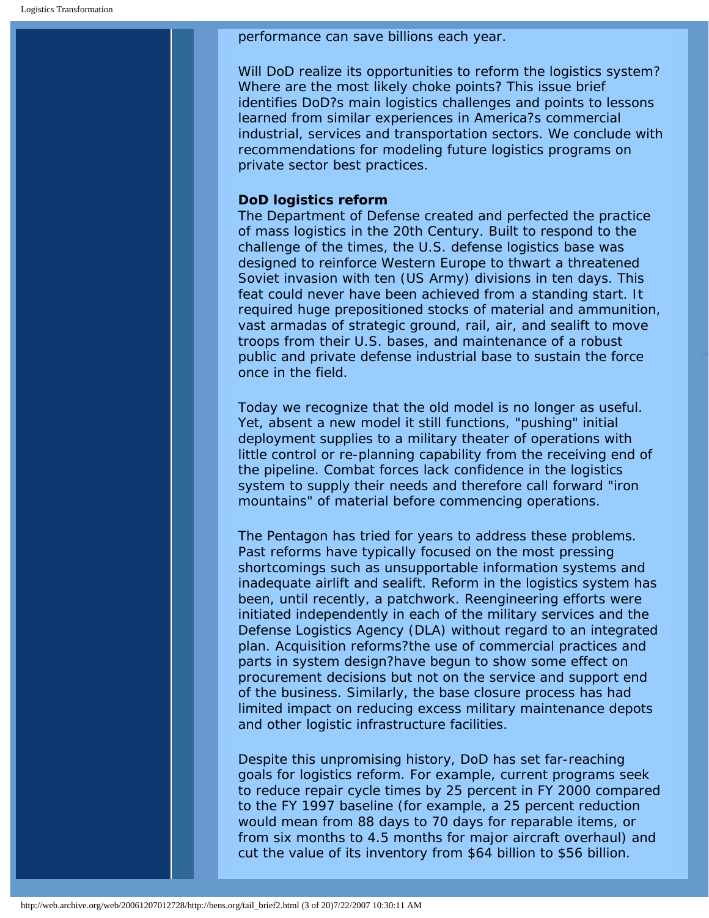performance can save billions each year.

Will DoD realize its opportunities to reform the logistics system? Where are the most likely choke points? This issue brief identifies DoD?s main logistics challenges and points to lessons learned from similar experiences in America?s commercial industrial, services and transportation sectors. We conclude with recommendations for modeling future logistics programs on private sector best practices.

**DoD logistics reform**

The Department of Defense created and perfected the practice of mass logistics in the 20th Century. Built to respond to the challenge of the times, the U.S. defense logistics base was designed to reinforce Western Europe to thwart a threatened Soviet invasion with ten (US Army) divisions in ten days. This feat could never have been achieved from a standing start. It required huge prepositioned stocks of material and ammunition, vast armadas of strategic ground, rail, air, and sealift to move troops from their U.S. bases, and maintenance of a robust public and private defense industrial base to sustain the force once in the field.

Today we recognize that the old model is no longer as useful. Yet, absent a new model it still functions, "pushing" initial deployment supplies to a military theater of operations with little control or re-planning capability from the receiving end of the pipeline. Combat forces lack confidence in the logistics system to supply their needs and therefore call forward "iron mountains" of material before commencing operations.

The Pentagon has tried for years to address these problems. Past reforms have typically focused on the most pressing shortcomings such as unsupportable information systems and inadequate airlift and sealift. Reform in the logistics system has been, until recently, a patchwork. Reengineering efforts were initiated independently in each of the military services and the Defense Logistics Agency (DLA) without regard to an integrated plan. Acquisition reforms?the use of commercial practices and parts in system design?have begun to show some effect on procurement decisions but not on the service and support end of the business. Similarly, the base closure process has had limited impact on reducing excess military maintenance depots and other logistic infrastructure facilities.

Despite this unpromising history, DoD has set far-reaching goals for logistics reform. For example, current programs seek to reduce repair cycle times by 25 percent in FY 2000 compared to the FY 1997 baseline (for example, a 25 percent reduction would mean from 88 days to 70 days for reparable items, or from six months to 4.5 months for major aircraft overhaul) and cut the value of its inventory from $64 billion to $56 billion.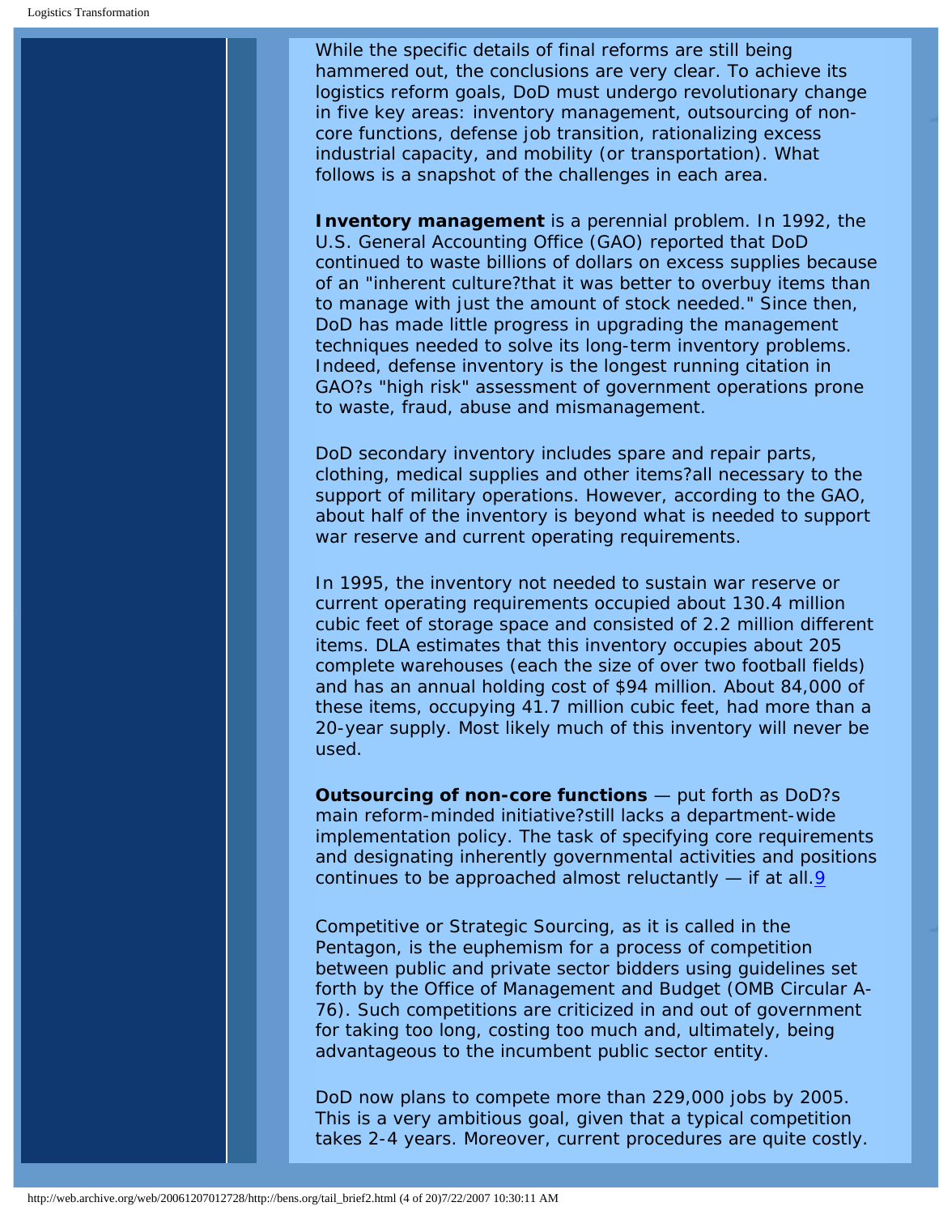While the specific details of final reforms are still being hammered out, the conclusions are very clear. To achieve its logistics reform goals, DoD must undergo revolutionary change in five key areas: inventory management, outsourcing of non-core functions, defense job transition, rationalizing excess industrial capacity, and mobility (or transportation). What follows is a snapshot of the challenges in each area.

**Inventory management** is a perennial problem. In 1992, the U.S. General Accounting Office (GAO) reported that DoD continued to waste billions of dollars on excess supplies because of an "inherent culture?that it was better to overbuy items than to manage with just the amount of stock needed." Since then, DoD has made little progress in upgrading the management techniques needed to solve its long-term inventory problems. Indeed, defense inventory is the longest running citation in GAO?s "high risk" assessment of government operations prone to waste, fraud, abuse and mismanagement.

DoD secondary inventory includes spare and repair parts, clothing, medical supplies and other items?all necessary to the support of military operations. However, according to the GAO, about half of the inventory is beyond what is needed to support war reserve and current operating requirements.

In 1995, the inventory not needed to sustain war reserve or current operating requirements occupied about 130.4 million cubic feet of storage space and consisted of 2.2 million different items. DLA estimates that this inventory occupies about 205 complete warehouses (each the size of over two football fields) and has an annual holding cost of $94 million. About 84,000 of these items, occupying 41.7 million cubic feet, had more than a 20-year supply. Most likely much of this inventory will never be used.

**Outsourcing of non-core functions** — put forth as DoD?s main reform-minded initiative?still lacks a department-wide implementation policy. The task of specifying core requirements and designating inherently governmental activities and positions continues to be approached almost reluctantly — if at all.[9]

Competitive or Strategic Sourcing, as it is called in the Pentagon, is the euphemism for a process of competition between public and private sector bidders using guidelines set forth by the Office of Management and Budget (OMB Circular A-76). Such competitions are criticized in and out of government for taking too long, costing too much and, ultimately, being advantageous to the incumbent public sector entity.

DoD now plans to compete more than 229,000 jobs by 2005. This is a very ambitious goal, given that a typical competition takes 2-4 years. Moreover, current procedures are quite costly.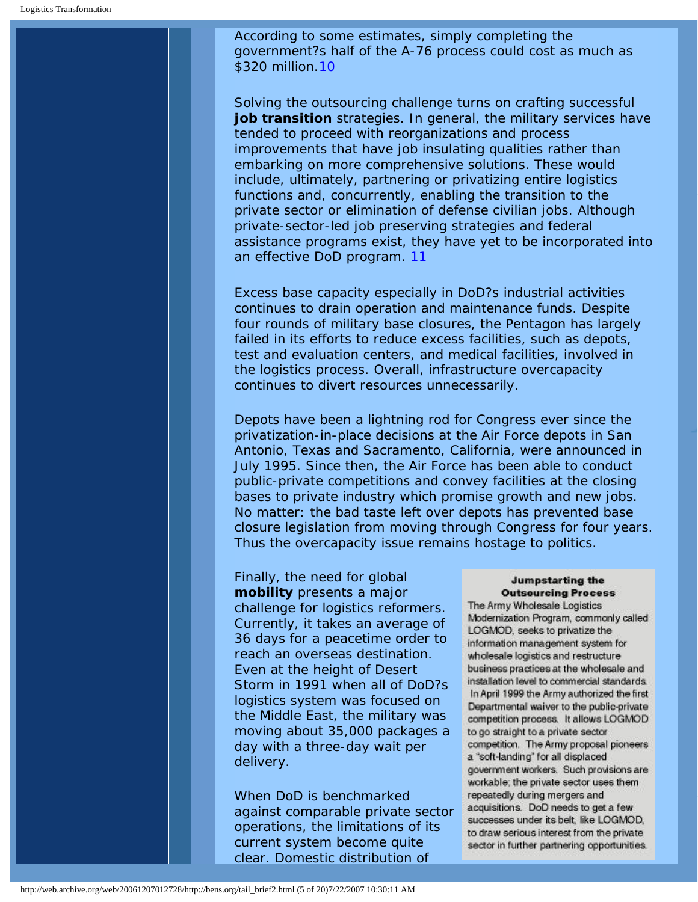According to some estimates, simply completing the government?s half of the A-76 process could cost as much as $320 million.[10]

Solving the outsourcing challenge turns on crafting successful **job transition** strategies. In general, the military services have tended to proceed with reorganizations and process improvements that have job insulating qualities rather than embarking on more comprehensive solutions. These would include, ultimately, partnering or privatizing entire logistics functions and, concurrently, enabling the transition to the private sector or elimination of defense civilian jobs. Although private-sector-led job preserving strategies and federal assistance programs exist, they have yet to be incorporated into an effective DoD program. [11]

Excess base capacity especially in DoD?s industrial activities continues to drain operation and maintenance funds. Despite four rounds of military base closures, the Pentagon has largely failed in its efforts to reduce excess facilities, such as depots, test and evaluation centers, and medical facilities, involved in the logistics process. Overall, infrastructure overcapacity continues to divert resources unnecessarily.

Depots have been a lightning rod for Congress ever since the privatization-in-place decisions at the Air Force depots in San Antonio, Texas and Sacramento, California, were announced in July 1995. Since then, the Air Force has been able to conduct public-private competitions and convey facilities at the closing bases to private industry which promise growth and new jobs. No matter: the bad taste left over depots has prevented base closure legislation from moving through Congress for four years. Thus the overcapacity issue remains hostage to politics.

Finally, the need for global **mobility** presents a major challenge for logistics reformers. Currently, it takes an average of 36 days for a peacetime order to reach an overseas destination. Even at the height of Desert Storm in 1991 when all of DoD?s logistics system was focused on the Middle East, the military was moving about 35,000 packages a day with a three-day wait per delivery.

**Jumpstarting the Outsourcing Process**

The Army Wholesale Logistics Modernization Program, commonly called LOGMOD, seeks to privatize the information management system for wholesale logistics and restructure business practices at the wholesale and installation level to commercial standards. In April 1999 the Army authorized the first Departmental waiver to the public-private competition process. It allows LOGMOD to go straight to a private sector competition. The Army proposal pioneers a "soft-landing" for all displaced government workers. Such provisions are workable; the private sector uses them repeatedly during mergers and acquisitions. DoD needs to get a few successes under its belt, like LOGMOD, to draw serious interest from the private sector in further partnering opportunities.

When DoD is benchmarked against comparable private sector operations, the limitations of its current system become quite clear. Domestic distribution of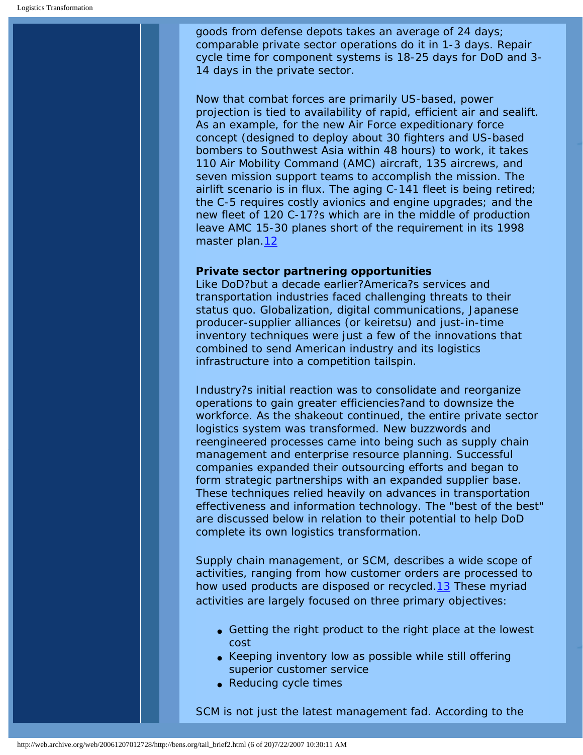goods from defense depots takes an average of 24 days; comparable private sector operations do it in 1-3 days. Repair cycle time for component systems is 18-25 days for DoD and 3-14 days in the private sector.

Now that combat forces are primarily US-based, power projection is tied to availability of rapid, efficient air and sealift. As an example, for the new Air Force expeditionary force concept (designed to deploy about 30 fighters and US-based bombers to Southwest Asia within 48 hours) to work, it takes 110 Air Mobility Command (AMC) aircraft, 135 aircrews, and seven mission support teams to accomplish the mission. The airlift scenario is in flux. The aging C-141 fleet is being retired; the C-5 requires costly avionics and engine upgrades; and the new fleet of 120 C-17?s which are in the middle of production leave AMC 15-30 planes short of the requirement in its 1998 master plan.[12]

**Private sector partnering opportunities**

Like DoD?but a decade earlier?America?s services and transportation industries faced challenging threats to their status quo. Globalization, digital communications, Japanese producer-supplier alliances (or keiretsu) and just-in-time inventory techniques were just a few of the innovations that combined to send American industry and its logistics infrastructure into a competition tailspin.

Industry?s initial reaction was to consolidate and reorganize operations to gain greater efficiencies?and to downsize the workforce. As the shakeout continued, the entire private sector logistics system was transformed. New buzzwords and reengineered processes came into being such as supply chain management and enterprise resource planning. Successful companies expanded their outsourcing efforts and began to form strategic partnerships with an expanded supplier base. These techniques relied heavily on advances in transportation effectiveness and information technology. The "best of the best" are discussed below in relation to their potential to help DoD complete its own logistics transformation.

Supply chain management, or SCM, describes a wide scope of activities, ranging from how customer orders are processed to how used products are disposed or recycled.[13] These myriad activities are largely focused on three primary objectives:

- Getting the right product to the right place at the lowest cost
- Keeping inventory low as possible while still offering superior customer service
- Reducing cycle times

SCM is not just the latest management fad. According to the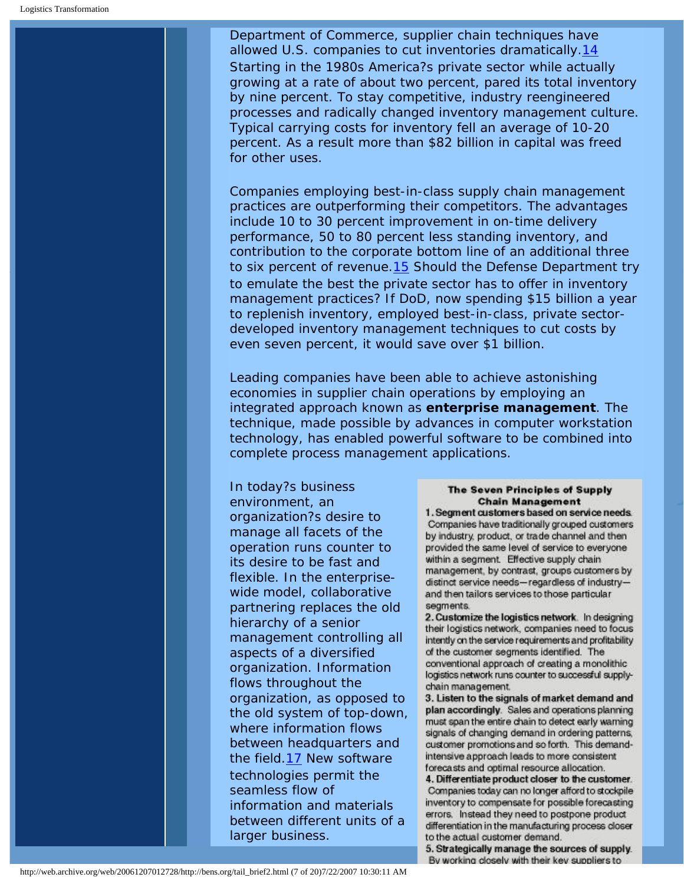Department of Commerce, supplier chain techniques have allowed U.S. companies to cut inventories dramatically.[14] Starting in the 1980s America?s private sector while actually growing at a rate of about two percent, pared its total inventory by nine percent. To stay competitive, industry reengineered processes and radically changed inventory management culture. Typical carrying costs for inventory fell an average of 10-20 percent. As a result more than $82 billion in capital was freed for other uses.

Companies employing best-in-class supply chain management practices are outperforming their competitors. The advantages include 10 to 30 percent improvement in on-time delivery performance, 50 to 80 percent less standing inventory, and contribution to the corporate bottom line of an additional three to six percent of revenue.[15] Should the Defense Department try to emulate the best the private sector has to offer in inventory management practices? If DoD, now spending $15 billion a year to replenish inventory, employed best-in-class, private sector-developed inventory management techniques to cut costs by even seven percent, it would save over $1 billion.

Leading companies have been able to achieve astonishing economies in supplier chain operations by employing an integrated approach known as **enterprise management**. The technique, made possible by advances in computer workstation technology, has enabled powerful software to be combined into complete process management applications.

In today?s business environment, an organization?s desire to manage all facets of the operation runs counter to its desire to be fast and flexible. In the enterprise-wide model, collaborative partnering replaces the old hierarchy of a senior management controlling all aspects of a diversified organization. Information flows throughout the organization, as opposed to the old system of top-down, where information flows between headquarters and the field.[17] New software technologies permit the seamless flow of information and materials between different units of a larger business.

**The Seven Principles of Supply Chain Management**

**1. Segment customers based on service needs.** Companies have traditionally grouped customers by industry, product, or trade channel and then provided the same level of service to everyone within a segment. Effective supply chain management, by contrast, groups customers by distinct service needs—regardless of industry—and then tailors services to those particular segments.

**2. Customize the logistics network.** In designing their logistics network, companies need to focus intently on the service requirements and profitability of the customer segments identified. The conventional approach of creating a monolithic logistics network runs counter to successful supply-chain management.

**3. Listen to the signals of market demand and plan accordingly.** Sales and operations planning must span the entire chain to detect early warning signals of changing demand in ordering patterns, customer promotions and so forth. This demand-intensive approach leads to more consistent forecasts and optimal resource allocation.

**4. Differentiate product closer to the customer.** Companies today can no longer afford to stockpile inventory to compensate for possible forecasting errors. Instead they need to postpone product differentiation in the manufacturing process closer to the actual customer demand.

**5. Strategically manage the sources of supply.** By working closely with their key suppliers to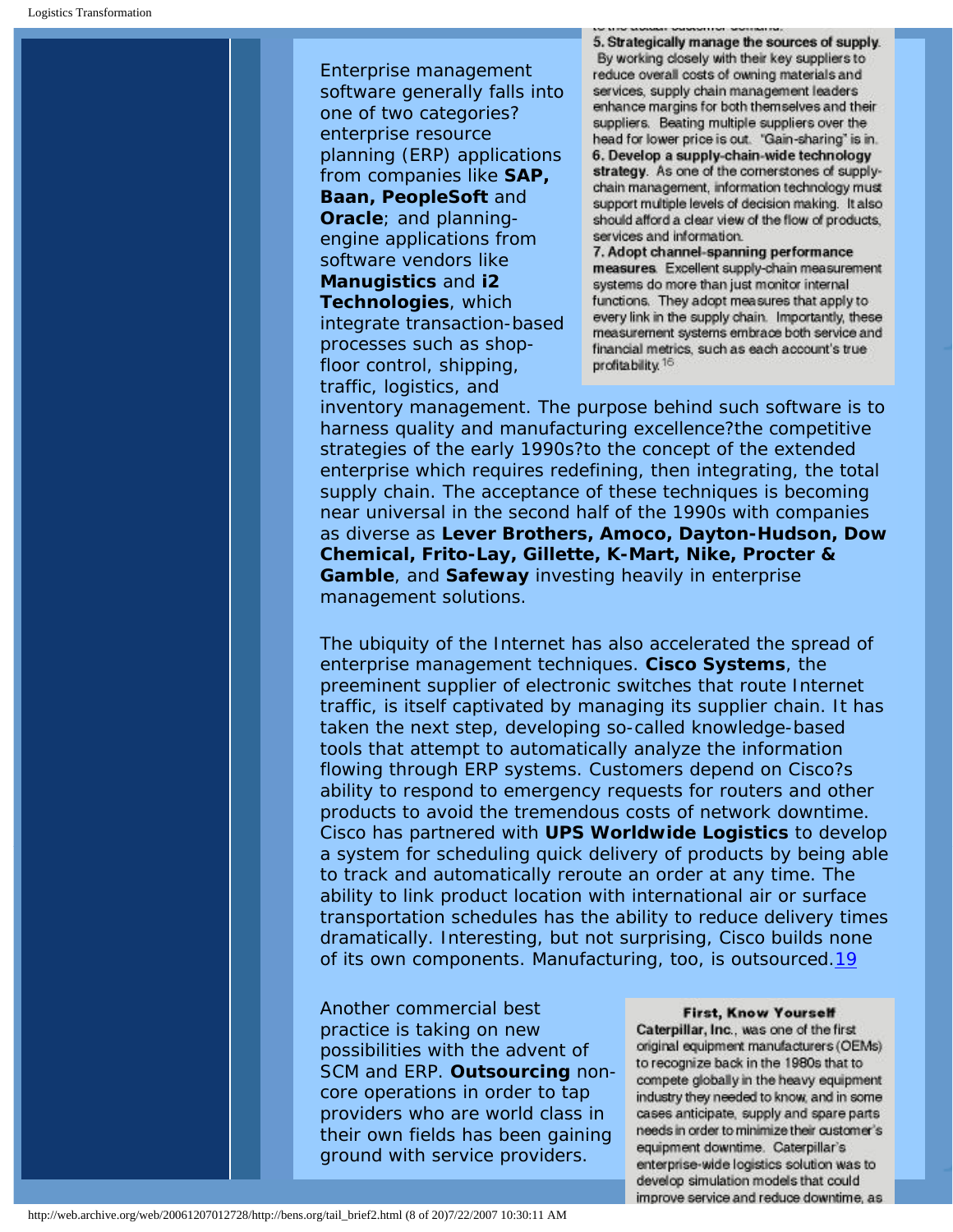5. **Strategically manage the sources of supply.** By working closely with their key suppliers to reduce overall costs of owning materials and services, supply chain management leaders enhance margins for both themselves and their suppliers. Beating multiple suppliers over the head for lower price is out. "Gain-sharing" is in.

6. **Develop a supply-chain-wide technology strategy.** As one of the cornerstones of supply-chain management, information technology must support multiple levels of decision making. It also should afford a clear view of the flow of products, services and information.

7. **Adopt channel-spanning performance measures.** Excellent supply-chain measurement systems do more than just monitor internal functions. They adopt measures that apply to every link in the supply chain. Importantly, these measurement systems embrace both service and financial metrics, such as each account's true profitability.[16]

Enterprise management software generally falls into one of two categories? enterprise resource planning (ERP) applications from companies like **SAP, Baan, PeopleSoft** and **Oracle**; and planning-engine applications from software vendors like **Manugistics** and **i2 Technologies**, which integrate transaction-based processes such as shop-floor control, shipping, traffic, logistics, and inventory management. The purpose behind such software is to harness quality and manufacturing excellence?the competitive strategies of the early 1990s?to the concept of the extended enterprise which requires redefining, then integrating, the total supply chain. The acceptance of these techniques is becoming near universal in the second half of the 1990s with companies as diverse as **Lever Brothers, Amoco, Dayton-Hudson, Dow Chemical, Frito-Lay, Gillette, K-Mart, Nike, Procter & Gamble**, and **Safeway** investing heavily in enterprise management solutions.

The ubiquity of the Internet has also accelerated the spread of enterprise management techniques. **Cisco Systems**, the preeminent supplier of electronic switches that route Internet traffic, is itself captivated by managing its supplier chain. It has taken the next step, developing so-called knowledge-based tools that attempt to automatically analyze the information flowing through ERP systems. Customers depend on Cisco?s ability to respond to emergency requests for routers and other products to avoid the tremendous costs of network downtime. Cisco has partnered with **UPS Worldwide Logistics** to develop a system for scheduling quick delivery of products by being able to track and automatically reroute an order at any time. The ability to link product location with international air or surface transportation schedules has the ability to reduce delivery times dramatically. Interesting, but not surprising, Cisco builds none of its own components. Manufacturing, too, is outsourced.[19]

Another commercial best practice is taking on new possibilities with the advent of SCM and ERP. **Outsourcing** non-core operations in order to tap providers who are world class in their own fields has been gaining ground with service providers.

**First, Know Yourself**

**Caterpillar, Inc.**, was one of the first original equipment manufacturers (OEMs) to recognize back in the 1980s that to compete globally in the heavy equipment industry they needed to know, and in some cases anticipate, supply and spare parts needs in order to minimize their customer's equipment downtime. Caterpillar's enterprise-wide logistics solution was to develop simulation models that could improve service and reduce downtime, as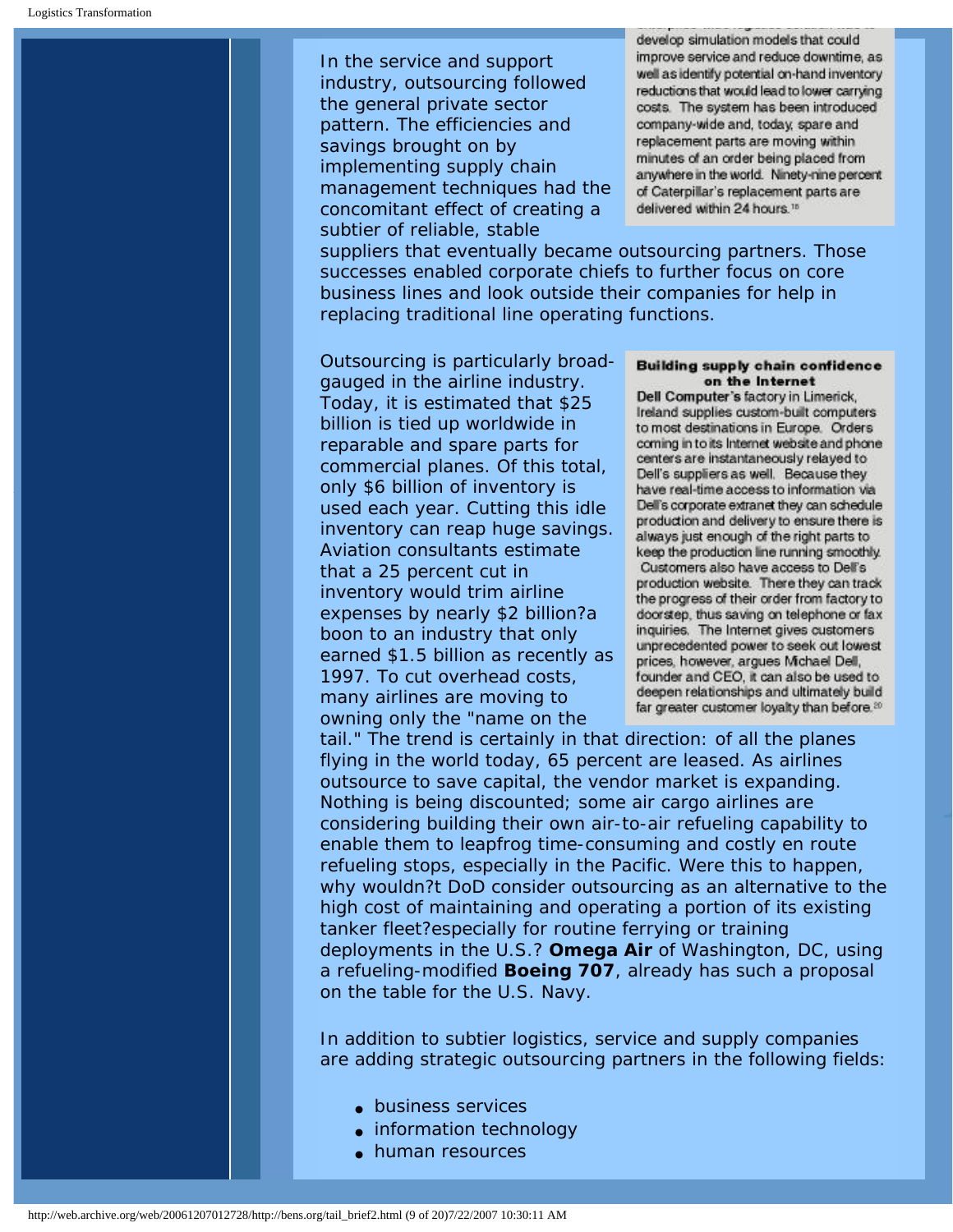develop simulation models that could improve service and reduce downtime, as well as identify potential on-hand inventory reductions that would lead to lower carrying costs. The system has been introduced company-wide and, today, spare and replacement parts are moving within minutes of an order being placed from anywhere in the world. Ninety-nine percent of Caterpillar's replacement parts are delivered within 24 hours.[18]

In the service and support industry, outsourcing followed the general private sector pattern. The efficiencies and savings brought on by implementing supply chain management techniques had the concomitant effect of creating a subtier of reliable, stable suppliers that eventually became outsourcing partners. Those successes enabled corporate chiefs to further focus on core business lines and look outside their companies for help in replacing traditional line operating functions.

**Building supply chain confidence on the Internet**

**Dell Computer's** factory in Limerick, Ireland supplies custom-built computers to most destinations in Europe. Orders coming in to its Internet website and phone centers are instantaneously relayed to Dell's suppliers as well. Because they have real-time access to information via Dell's corporate extranet they can schedule production and delivery to ensure there is always just enough of the right parts to keep the production line running smoothly. Customers also have access to Dell's production website. There they can track the progress of their order from factory to doorstep, thus saving on telephone or fax inquiries. The Internet gives customers unprecedented power to seek out lowest prices, however, argues Michael Dell, founder and CEO, it can also be used to deepen relationships and ultimately build far greater customer loyalty than before.[20]

Outsourcing is particularly broad-gauged in the airline industry. Today, it is estimated that $25 billion is tied up worldwide in reparable and spare parts for commercial planes. Of this total, only $6 billion of inventory is used each year. Cutting this idle inventory can reap huge savings. Aviation consultants estimate that a 25 percent cut in inventory would trim airline expenses by nearly $2 billion?a boon to an industry that only earned $1.5 billion as recently as 1997. To cut overhead costs, many airlines are moving to owning only the "name on the tail." The trend is certainly in that direction: of all the planes flying in the world today, 65 percent are leased. As airlines outsource to save capital, the vendor market is expanding. Nothing is being discounted; some air cargo airlines are considering building their own air-to-air refueling capability to enable them to leapfrog time-consuming and costly en route refueling stops, especially in the Pacific. Were this to happen, why wouldn?t DoD consider outsourcing as an alternative to the high cost of maintaining and operating a portion of its existing tanker fleet?especially for routine ferrying or training deployments in the U.S.? **Omega Air** of Washington, DC, using a refueling-modified **Boeing 707**, already has such a proposal on the table for the U.S. Navy.

In addition to subtier logistics, service and supply companies are adding strategic outsourcing partners in the following fields:

- business services
- information technology
- human resources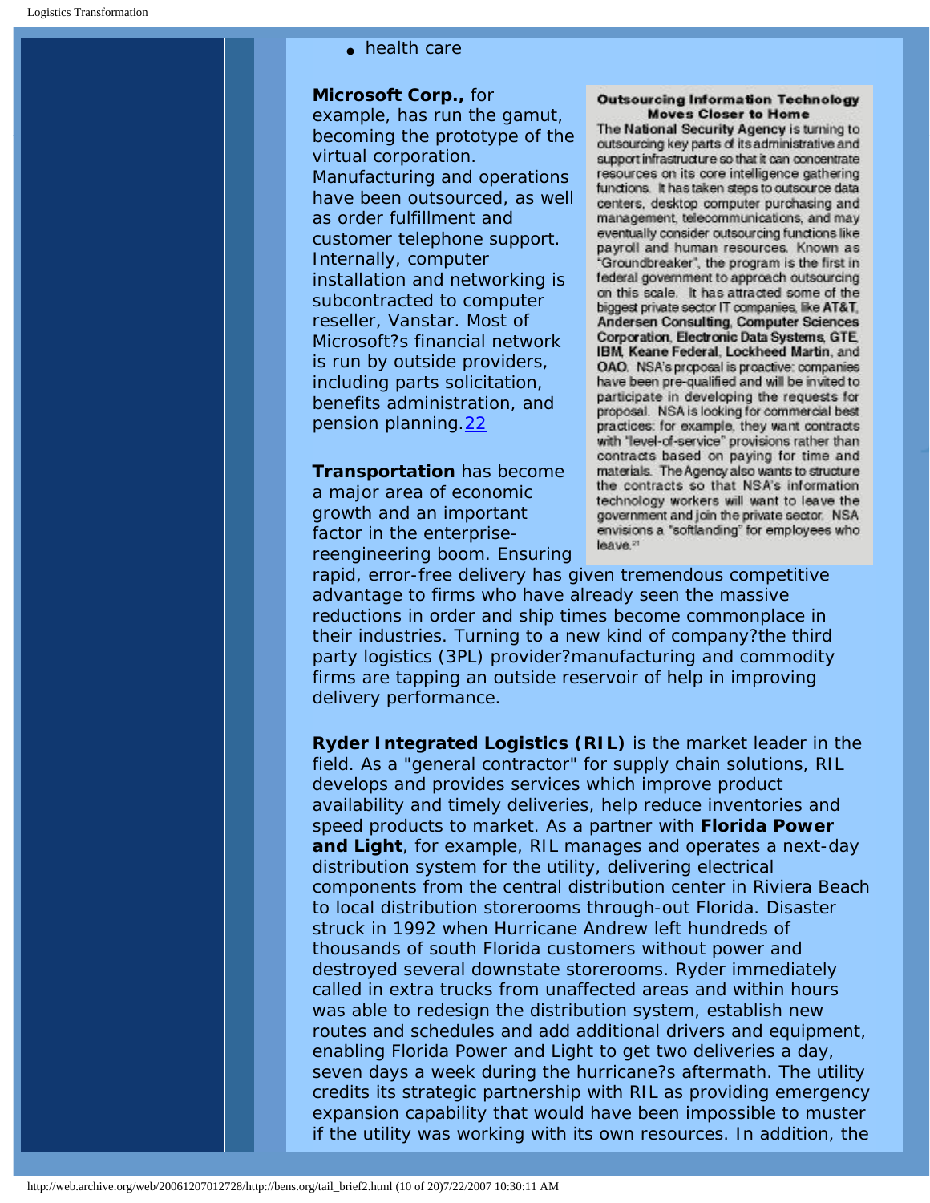- health care

**Microsoft Corp.,** for example, has run the gamut, becoming the prototype of the virtual corporation. Manufacturing and operations have been outsourced, as well as order fulfillment and customer telephone support. Internally, computer installation and networking is subcontracted to computer reseller, Vanstar. Most of Microsoft?s financial network is run by outside providers, including parts solicitation, benefits administration, and pension planning.[22]

**Outsourcing Information Technology Moves Closer to Home**

The **National Security Agency** is turning to outsourcing key parts of its administrative and support infrastructure so that it can concentrate resources on its core intelligence gathering functions. It has taken steps to outsource data centers, desktop computer purchasing and management, telecommunications, and may eventually consider outsourcing functions like payroll and human resources. Known as "Groundbreaker", the program is the first in federal government to approach outsourcing on this scale. It has attracted some of the biggest private sector IT companies, like **AT&T**, **Andersen Consulting**, **Computer Sciences Corporation**, **Electronic Data Systems**, **GTE**, **IBM**, **Keane Federal**, **Lockheed Martin**, and **OAO**. NSA's proposal is proactive: companies have been pre-qualified and will be invited to participate in developing the requests for proposal. NSA is looking for commercial best practices: for example, they want contracts with "level-of-service" provisions rather than contracts based on paying for time and materials. The Agency also wants to structure the contracts so that NSA's information technology workers will want to leave the government and join the private sector. NSA envisions a "softlanding" for employees who leave.[21]

**Transportation** has become a major area of economic growth and an important factor in the enterprise-reengineering boom. Ensuring rapid, error-free delivery has given tremendous competitive advantage to firms who have already seen the massive reductions in order and ship times become commonplace in their industries. Turning to a new kind of company?the third party logistics (3PL) provider?manufacturing and commodity firms are tapping an outside reservoir of help in improving delivery performance.

**Ryder Integrated Logistics (RIL)** is the market leader in the field. As a "general contractor" for supply chain solutions, RIL develops and provides services which improve product availability and timely deliveries, help reduce inventories and speed products to market. As a partner with **Florida Power and Light**, for example, RIL manages and operates a next-day distribution system for the utility, delivering electrical components from the central distribution center in Riviera Beach to local distribution storerooms through-out Florida. Disaster struck in 1992 when Hurricane Andrew left hundreds of thousands of south Florida customers without power and destroyed several downstate storerooms. Ryder immediately called in extra trucks from unaffected areas and within hours was able to redesign the distribution system, establish new routes and schedules and add additional drivers and equipment, enabling Florida Power and Light to get two deliveries a day, seven days a week during the hurricane?s aftermath. The utility credits its strategic partnership with RIL as providing emergency expansion capability that would have been impossible to muster if the utility was working with its own resources. In addition, the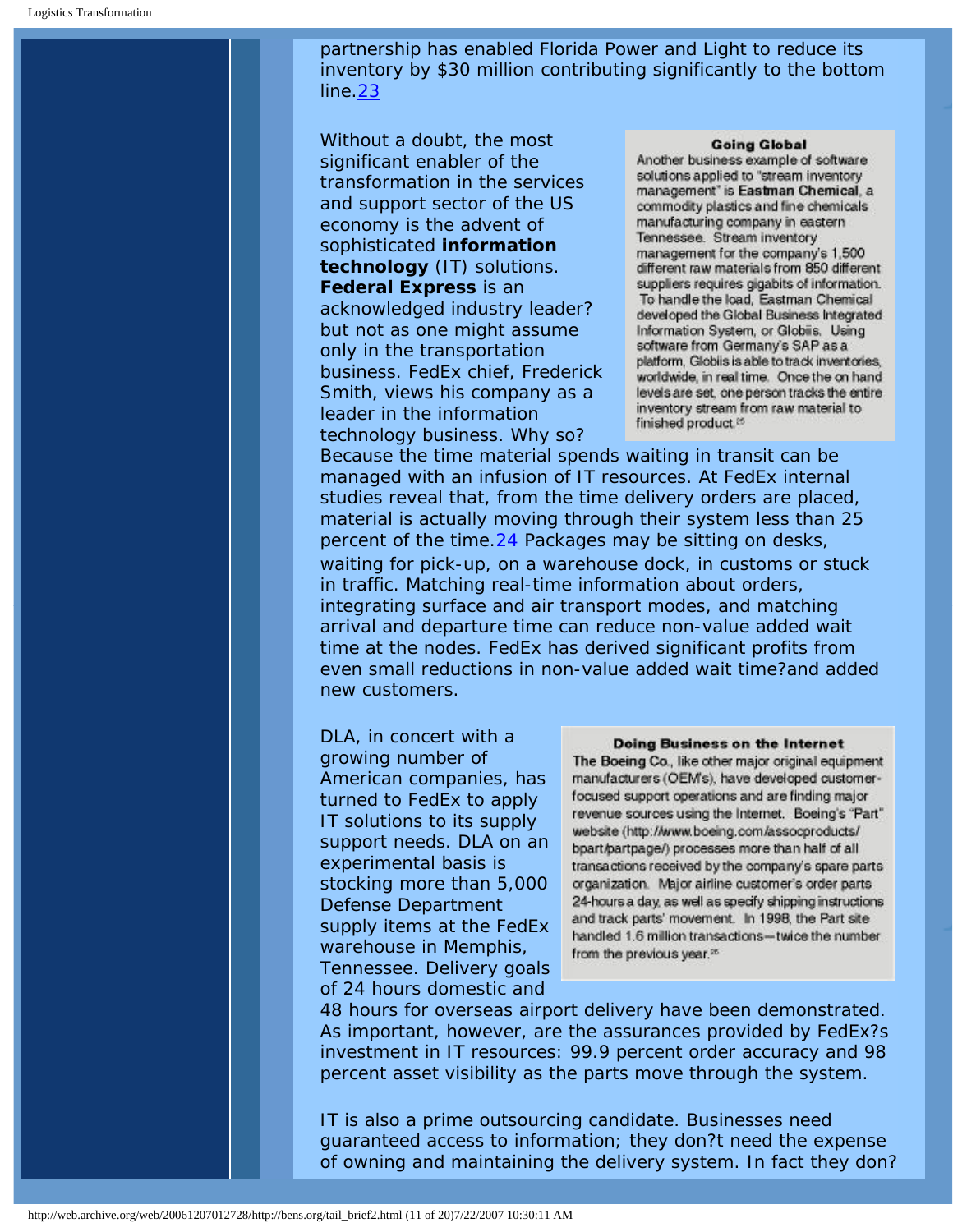partnership has enabled Florida Power and Light to reduce its inventory by $30 million contributing significantly to the bottom line.[23]

Without a doubt, the most significant enabler of the transformation in the services and support sector of the US economy is the advent of sophisticated **information technology** (IT) solutions. **Federal Express** is an acknowledged industry leader? but not as one might assume only in the transportation business. FedEx chief, Frederick Smith, views his company as a leader in the information technology business. Why so? Because the time material spends waiting in transit can be managed with an infusion of IT resources. At FedEx internal studies reveal that, from the time delivery orders are placed, material is actually moving through their system less than 25 percent of the time.[24] Packages may be sitting on desks, waiting for pick-up, on a warehouse dock, in customs or stuck in traffic. Matching real-time information about orders, integrating surface and air transport modes, and matching arrival and departure time can reduce non-value added wait time at the nodes. FedEx has derived significant profits from even small reductions in non-value added wait time?and added new customers.

> **Going Global**
>
> Another business example of software solutions applied to "stream inventory management" is **Eastman Chemical**, a commodity plastics and fine chemicals manufacturing company in eastern Tennessee. Stream inventory management for the company's 1,500 different raw materials from 850 different suppliers requires gigabits of information. To handle the load, Eastman Chemical developed the Global Business Integrated Information System, or Globiis. Using software from Germany's SAP as a platform, Globiis is able to track inventories, worldwide, in real time. Once the on hand levels are set, one person tracks the entire inventory stream from raw material to finished product.[25]

DLA, in concert with a growing number of American companies, has turned to FedEx to apply IT solutions to its supply support needs. DLA on an experimental basis is stocking more than 5,000 Defense Department supply items at the FedEx warehouse in Memphis, Tennessee. Delivery goals of 24 hours domestic and 48 hours for overseas airport delivery have been demonstrated. As important, however, are the assurances provided by FedEx?s investment in IT resources: 99.9 percent order accuracy and 98 percent asset visibility as the parts move through the system.

> **Doing Business on the Internet**
>
> **The Boeing Co.**, like other major original equipment manufacturers (OEM's), have developed customer-focused support operations and are finding major revenue sources using the Internet. Boeing's "Part" website (http://www.boeing.com/assocproducts/bpart/partpage/) processes more than half of all transactions received by the company's spare parts organization. Major airline customer's order parts 24-hours a day, as well as specify shipping instructions and track parts' movement. In 1998, the Part site handled 1.6 million transactions—twice the number from the previous year.[26]

IT is also a prime outsourcing candidate. Businesses need guaranteed access to information; they don?t need the expense of owning and maintaining the delivery system. In fact they don?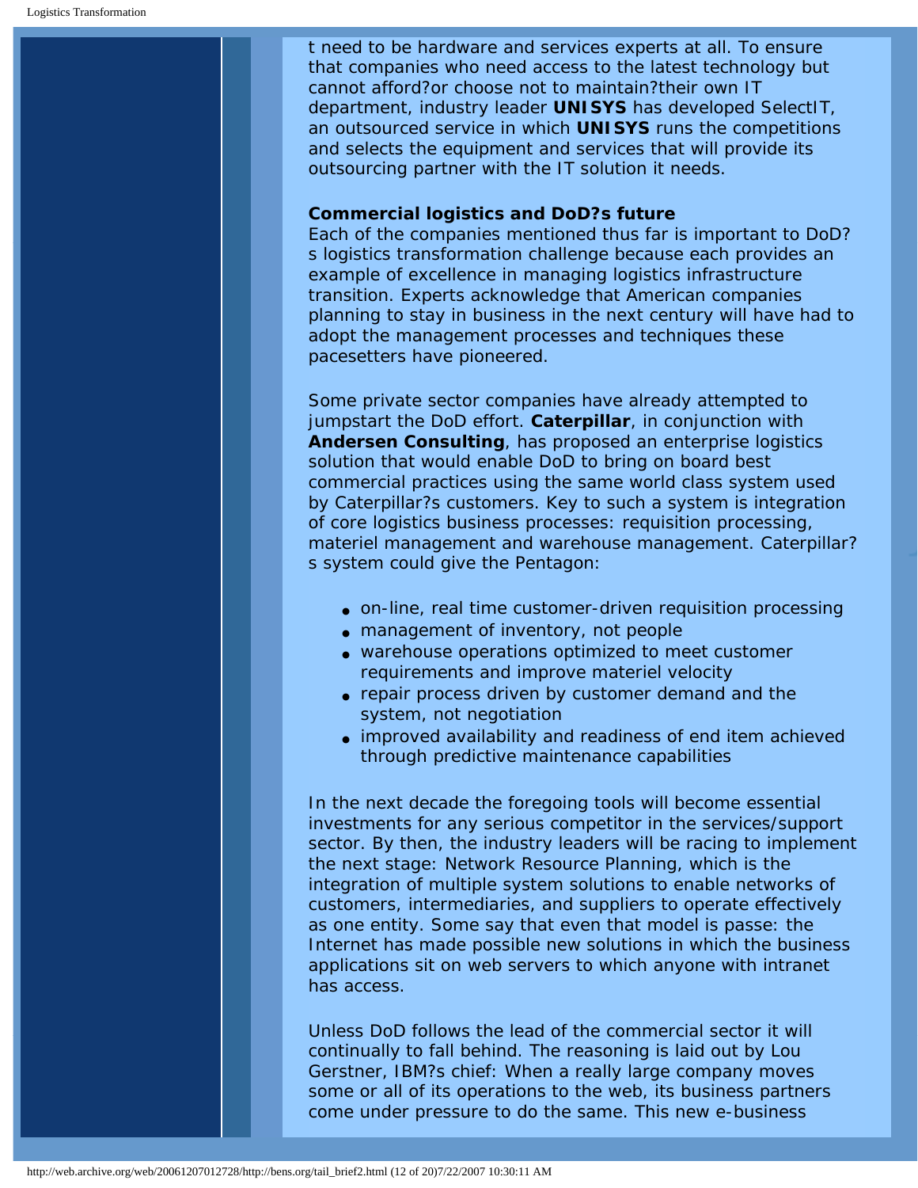t need to be hardware and services experts at all. To ensure that companies who need access to the latest technology but cannot afford?or choose not to maintain?their own IT department, industry leader **UNISYS** has developed SelectIT, an outsourced service in which **UNISYS** runs the competitions and selects the equipment and services that will provide its outsourcing partner with the IT solution it needs.

**Commercial logistics and DoD?s future**

Each of the companies mentioned thus far is important to DoD?s logistics transformation challenge because each provides an example of excellence in managing logistics infrastructure transition. Experts acknowledge that American companies planning to stay in business in the next century will have had to adopt the management processes and techniques these pacesetters have pioneered.

Some private sector companies have already attempted to jumpstart the DoD effort. **Caterpillar**, in conjunction with **Andersen Consulting**, has proposed an enterprise logistics solution that would enable DoD to bring on board best commercial practices using the same world class system used by Caterpillar?s customers. Key to such a system is integration of core logistics business processes: requisition processing, materiel management and warehouse management. Caterpillar?s system could give the Pentagon:

- on-line, real time customer-driven requisition processing
- management of inventory, not people
- warehouse operations optimized to meet customer requirements and improve materiel velocity
- repair process driven by customer demand and the system, not negotiation
- improved availability and readiness of end item achieved through predictive maintenance capabilities

In the next decade the foregoing tools will become essential investments for any serious competitor in the services/support sector. By then, the industry leaders will be racing to implement the next stage: Network Resource Planning, which is the integration of multiple system solutions to enable networks of customers, intermediaries, and suppliers to operate effectively as one entity. Some say that even that model is passe: the Internet has made possible new solutions in which the business applications sit on web servers to which anyone with intranet has access.

Unless DoD follows the lead of the commercial sector it will continually to fall behind. The reasoning is laid out by Lou Gerstner, IBM?s chief: When a really large company moves some or all of its operations to the web, its business partners come under pressure to do the same. This new e-business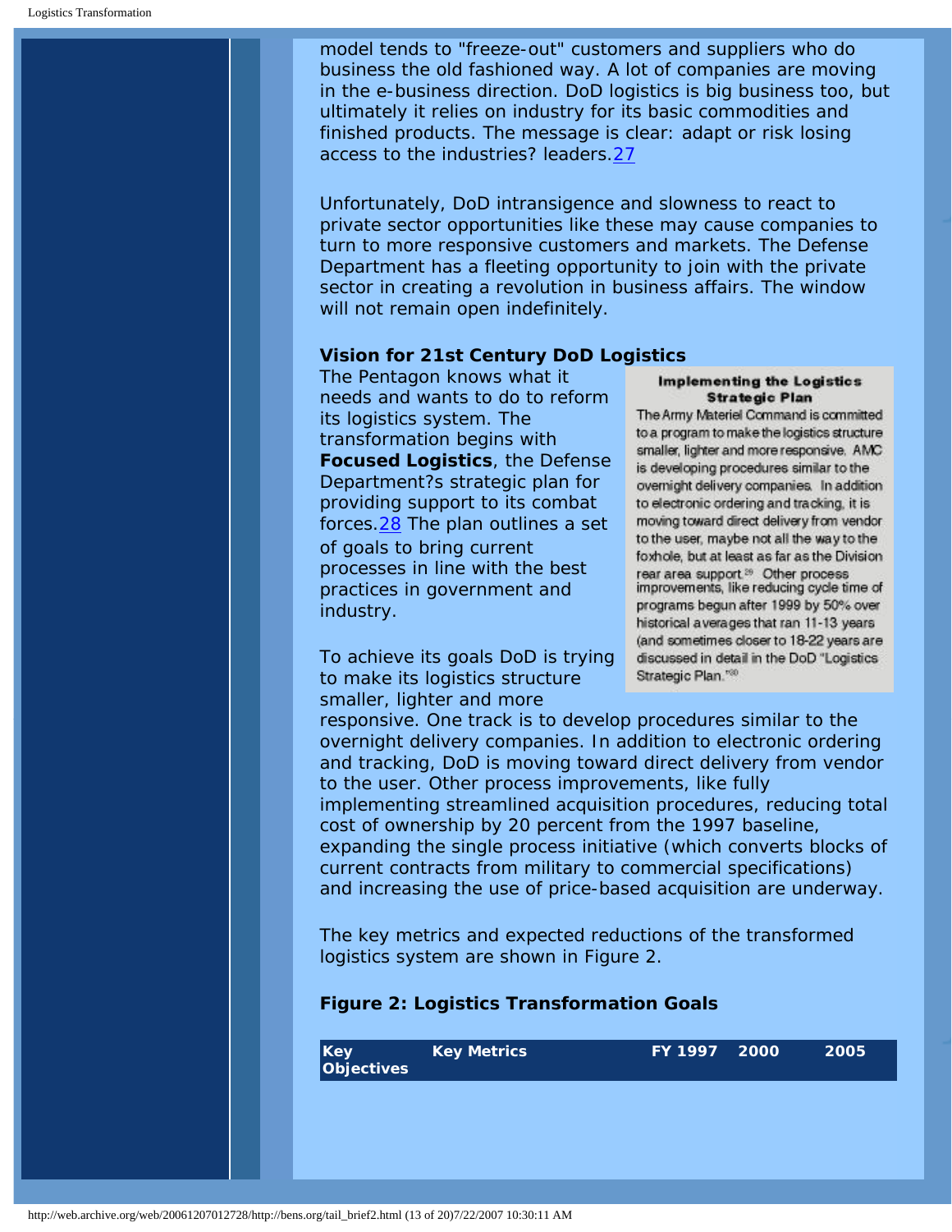model tends to "freeze-out" customers and suppliers who do business the old fashioned way. A lot of companies are moving in the e-business direction. DoD logistics is big business too, but ultimately it relies on industry for its basic commodities and finished products. The message is clear: adapt or risk losing access to the industries? leaders.27

Unfortunately, DoD intransigence and slowness to react to private sector opportunities like these may cause companies to turn to more responsive customers and markets. The Defense Department has a fleeting opportunity to join with the private sector in creating a revolution in business affairs. The window will not remain open indefinitely.

**Vision for 21st Century DoD Logistics**

The Pentagon knows what it needs and wants to do to reform its logistics system. The transformation begins with **Focused Logistics**, the Defense Department?s strategic plan for providing support to its combat forces.28 The plan outlines a set of goals to bring current processes in line with the best practices in government and industry.

> **Implementing the Logistics Strategic Plan**
>
> The Army Materiel Command is committed to a program to make the logistics structure smaller, lighter and more responsive. AMC is developing procedures similar to the overnight delivery companies. In addition to electronic ordering and tracking, it is moving toward direct delivery from vendor to the user, maybe not all the way to the foxhole, but at least as far as the Division rear area support.[29] Other process improvements, like reducing cycle time of programs begun after 1999 by 50% over historical averages that ran 11-13 years (and sometimes closer to 18-22 years are discussed in detail in the DoD "Logistics Strategic Plan."[30]

To achieve its goals DoD is trying to make its logistics structure smaller, lighter and more responsive. One track is to develop procedures similar to the overnight delivery companies. In addition to electronic ordering and tracking, DoD is moving toward direct delivery from vendor to the user. Other process improvements, like fully implementing streamlined acquisition procedures, reducing total cost of ownership by 20 percent from the 1997 baseline, expanding the single process initiative (which converts blocks of current contracts from military to commercial specifications) and increasing the use of price-based acquisition are underway.

The key metrics and expected reductions of the transformed logistics system are shown in Figure 2.

**Figure 2: Logistics Transformation Goals**

| Key Objectives | Key Metrics | FY 1997 | 2000 | 2005 |
|---|---|---|---|---|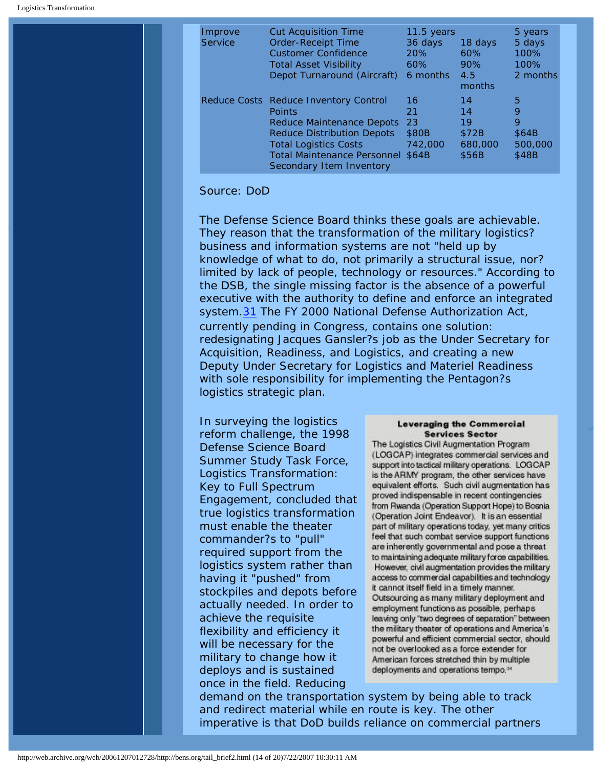| | | | | |
|---|---|---|---|---|
| Improve Service | Cut Acquisition Time | 11.5 years | | 5 years |
| | Order-Receipt Time | 36 days | 18 days | 5 days |
| | Customer Confidence | 20% | 60% | 100% |
| | Total Asset Visibility | 60% | 90% | 100% |
| | Depot Turnaround (Aircraft) | 6 months | 4.5 months | 2 months |
| Reduce Costs | Reduce Inventory Control Points | 16 | 14 | 5 |
| | Reduce Maintenance Depots | 21 | 14 | 9 |
| | Reduce Distribution Depots | 23 | 19 | 9 |
| | Total Logistics Costs | $80B | $72B | $64B |
| | Total Maintenance Personnel | 742,000 | 680,000 | 500,000 |
| | Secondary Item Inventory | $64B | $56B | $48B |

Source: DoD

The Defense Science Board thinks these goals are achievable. They reason that the transformation of the military logistics? business and information systems are not "held up by knowledge of what to do, not primarily a structural issue, nor? limited by lack of people, technology or resources." According to the DSB, the single missing factor is the absence of a powerful executive with the authority to define and enforce an integrated system.31 The FY 2000 National Defense Authorization Act, currently pending in Congress, contains one solution: redesignating Jacques Gansler?s job as the Under Secretary for Acquisition, Readiness, and Logistics, and creating a new Deputy Under Secretary for Logistics and Materiel Readiness with sole responsibility for implementing the Pentagon?s logistics strategic plan.

In surveying the logistics reform challenge, the 1998 Defense Science Board Summer Study Task Force, Logistics Transformation: Key to Full Spectrum Engagement, concluded that true logistics transformation must enable the theater commander?s to "pull" required support from the logistics system rather than having it "pushed" from stockpiles and depots before actually needed. In order to achieve the requisite flexibility and efficiency it will be necessary for the military to change how it deploys and is sustained once in the field. Reducing demand on the transportation system by being able to track and redirect material while en route is key. The other imperative is that DoD builds reliance on commercial partners

> **Leveraging the Commercial Services Sector**
>
> The Logistics Civil Augmentation Program (LOGCAP) integrates commercial services and support into tactical military operations. LOGCAP is the ARMY program, the other services have equivalent efforts. Such civil augmentation has proved indispensable in recent contingencies from Rwanda (Operation Support Hope) to Bosnia (Operation Joint Endeavor). It is an essential part of military operations today, yet many critics feel that such combat service support functions are inherently governmental and pose a threat to maintaining adequate military force capabilities. However, civil augmentation provides the military access to commercial capabilities and technology it cannot itself field in a timely manner. Outsourcing as many military deployment and employment functions as possible, perhaps leaving only "two degrees of separation" between the military theater of operations and America's powerful and efficient commercial sector, should not be overlooked as a force extender for American forces stretched thin by multiple deployments and operations tempo.[34]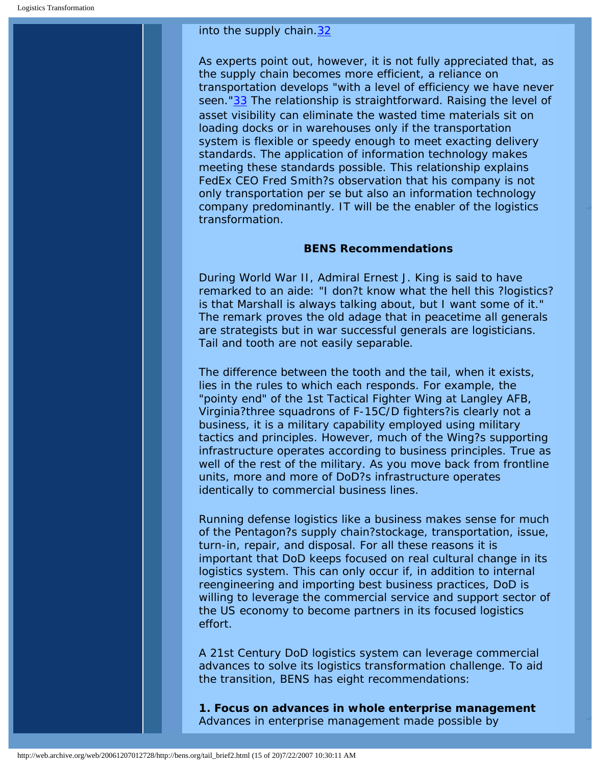into the supply chain.[32]

As experts point out, however, it is not fully appreciated that, as the supply chain becomes more efficient, a reliance on transportation develops "with a level of efficiency we have never seen."[33] The relationship is straightforward. Raising the level of asset visibility can eliminate the wasted time materials sit on loading docks or in warehouses only if the transportation system is flexible or speedy enough to meet exacting delivery standards. The application of information technology makes meeting these standards possible. This relationship explains FedEx CEO Fred Smith?s observation that his company is not only transportation per se but also an information technology company predominantly. IT will be the enabler of the logistics transformation.

### BENS Recommendations

During World War II, Admiral Ernest J. King is said to have remarked to an aide: "I don?t know what the hell this ?logistics? is that Marshall is always talking about, but I want some of it." The remark proves the old adage that in peacetime all generals are strategists but in war successful generals are logisticians. Tail and tooth are not easily separable.

The difference between the tooth and the tail, when it exists, lies in the rules to which each responds. For example, the "pointy end" of the 1st Tactical Fighter Wing at Langley AFB, Virginia?three squadrons of F-15C/D fighters?is clearly not a business, it is a military capability employed using military tactics and principles. However, much of the Wing?s supporting infrastructure operates according to business principles. True as well of the rest of the military. As you move back from frontline units, more and more of DoD?s infrastructure operates identically to commercial business lines.

Running defense logistics like a business makes sense for much of the Pentagon?s supply chain?stockage, transportation, issue, turn-in, repair, and disposal. For all these reasons it is important that DoD keeps focused on real cultural change in its logistics system. This can only occur if, in addition to internal reengineering and importing best business practices, DoD is willing to leverage the commercial service and support sector of the US economy to become partners in its focused logistics effort.

A 21st Century DoD logistics system can leverage commercial advances to solve its logistics transformation challenge. To aid the transition, BENS has eight recommendations:

**1. Focus on advances in whole enterprise management**
Advances in enterprise management made possible by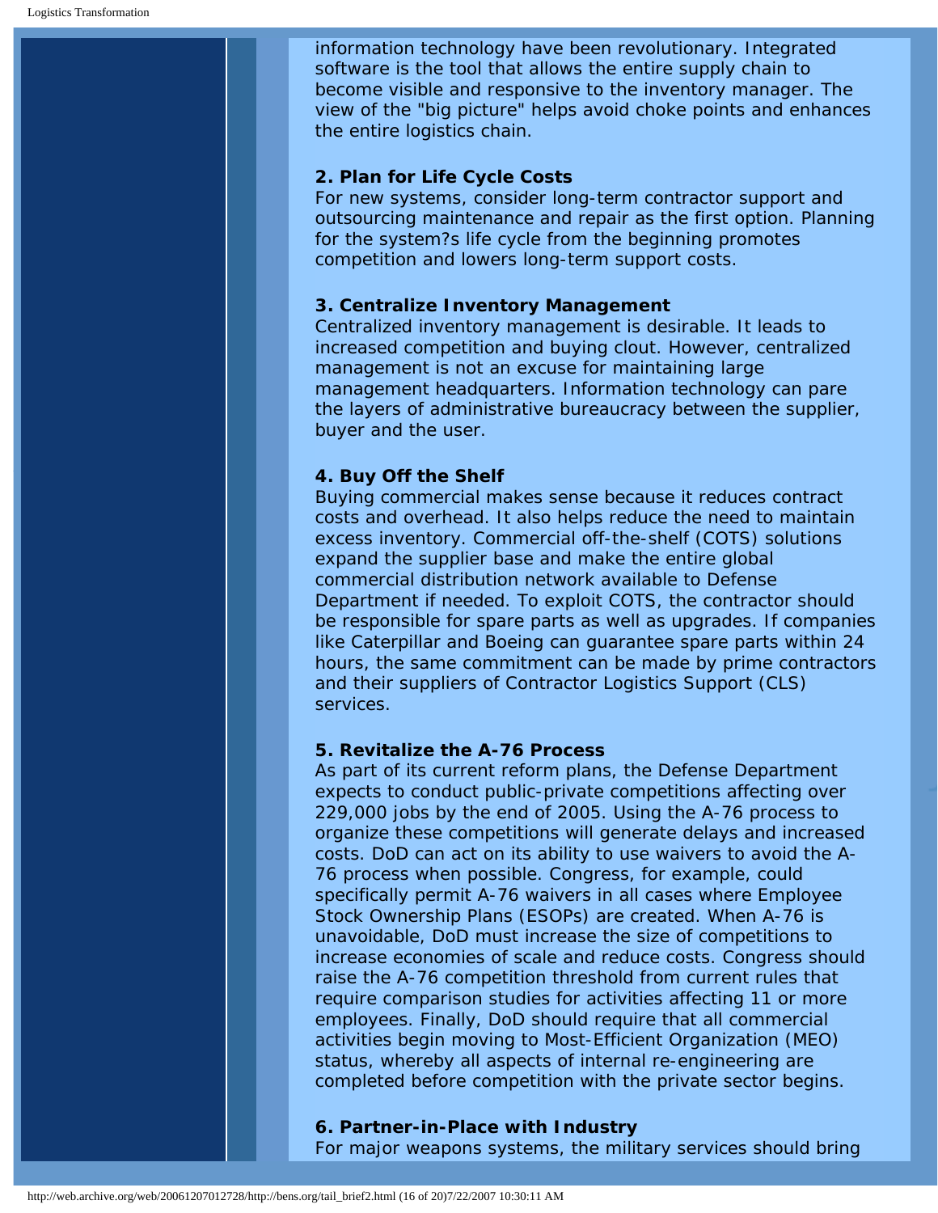information technology have been revolutionary. Integrated software is the tool that allows the entire supply chain to become visible and responsive to the inventory manager. The view of the "big picture" helps avoid choke points and enhances the entire logistics chain.

**2. Plan for Life Cycle Costs**
For new systems, consider long-term contractor support and outsourcing maintenance and repair as the first option. Planning for the system?s life cycle from the beginning promotes competition and lowers long-term support costs.

**3. Centralize Inventory Management**
Centralized inventory management is desirable. It leads to increased competition and buying clout. However, centralized management is not an excuse for maintaining large management headquarters. Information technology can pare the layers of administrative bureaucracy between the supplier, buyer and the user.

**4. Buy Off the Shelf**
Buying commercial makes sense because it reduces contract costs and overhead. It also helps reduce the need to maintain excess inventory. Commercial off-the-shelf (COTS) solutions expand the supplier base and make the entire global commercial distribution network available to Defense Department if needed. To exploit COTS, the contractor should be responsible for spare parts as well as upgrades. If companies like Caterpillar and Boeing can guarantee spare parts within 24 hours, the same commitment can be made by prime contractors and their suppliers of Contractor Logistics Support (CLS) services.

**5. Revitalize the A-76 Process**
As part of its current reform plans, the Defense Department expects to conduct public-private competitions affecting over 229,000 jobs by the end of 2005. Using the A-76 process to organize these competitions will generate delays and increased costs. DoD can act on its ability to use waivers to avoid the A-76 process when possible. Congress, for example, could specifically permit A-76 waivers in all cases where Employee Stock Ownership Plans (ESOPs) are created. When A-76 is unavoidable, DoD must increase the size of competitions to increase economies of scale and reduce costs. Congress should raise the A-76 competition threshold from current rules that require comparison studies for activities affecting 11 or more employees. Finally, DoD should require that all commercial activities begin moving to Most-Efficient Organization (MEO) status, whereby all aspects of internal re-engineering are completed before competition with the private sector begins.

**6. Partner-in-Place with Industry**
For major weapons systems, the military services should bring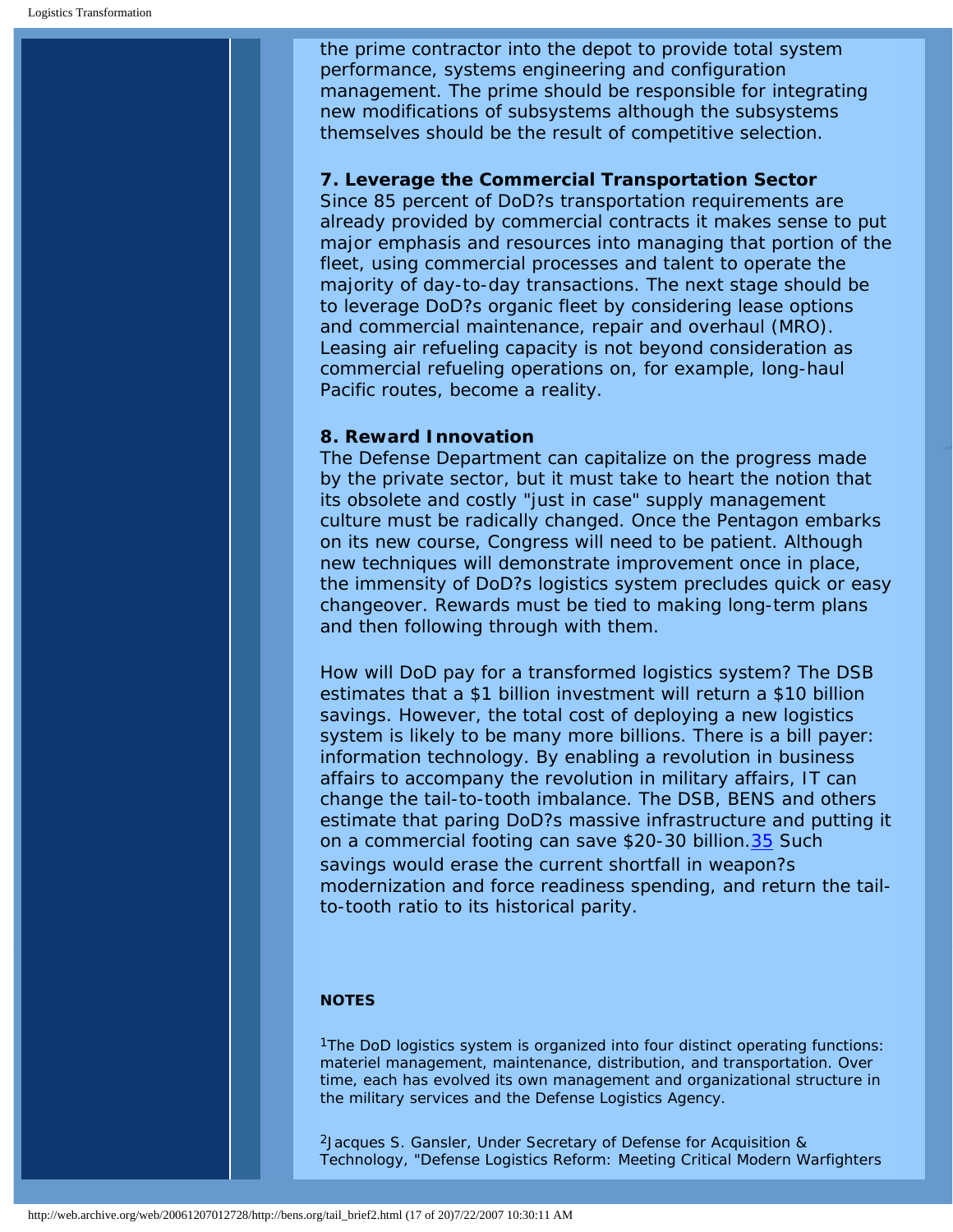the prime contractor into the depot to provide total system performance, systems engineering and configuration management. The prime should be responsible for integrating new modifications of subsystems although the subsystems themselves should be the result of competitive selection.

**7. Leverage the Commercial Transportation Sector**

Since 85 percent of DoD?s transportation requirements are already provided by commercial contracts it makes sense to put major emphasis and resources into managing that portion of the fleet, using commercial processes and talent to operate the majority of day-to-day transactions. The next stage should be to leverage DoD?s organic fleet by considering lease options and commercial maintenance, repair and overhaul (MRO). Leasing air refueling capacity is not beyond consideration as commercial refueling operations on, for example, long-haul Pacific routes, become a reality.

**8. Reward Innovation**

The Defense Department can capitalize on the progress made by the private sector, but it must take to heart the notion that its obsolete and costly "just in case" supply management culture must be radically changed. Once the Pentagon embarks on its new course, Congress will need to be patient. Although new techniques will demonstrate improvement once in place, the immensity of DoD?s logistics system precludes quick or easy changeover. Rewards must be tied to making long-term plans and then following through with them.

How will DoD pay for a transformed logistics system? The DSB estimates that a $1 billion investment will return a $10 billion savings. However, the total cost of deploying a new logistics system is likely to be many more billions. There is a bill payer: information technology. By enabling a revolution in business affairs to accompany the revolution in military affairs, IT can change the tail-to-tooth imbalance. The DSB, BENS and others estimate that paring DoD?s massive infrastructure and putting it on a commercial footing can save $20-30 billion.[35] Such savings would erase the current shortfall in weapon?s modernization and force readiness spending, and return the tail-to-tooth ratio to its historical parity.

**NOTES**

[1]The DoD logistics system is organized into four distinct operating functions: materiel management, maintenance, distribution, and transportation. Over time, each has evolved its own management and organizational structure in the military services and the Defense Logistics Agency.

[2]Jacques S. Gansler, Under Secretary of Defense for Acquisition & Technology, "Defense Logistics Reform: Meeting Critical Modern Warfighters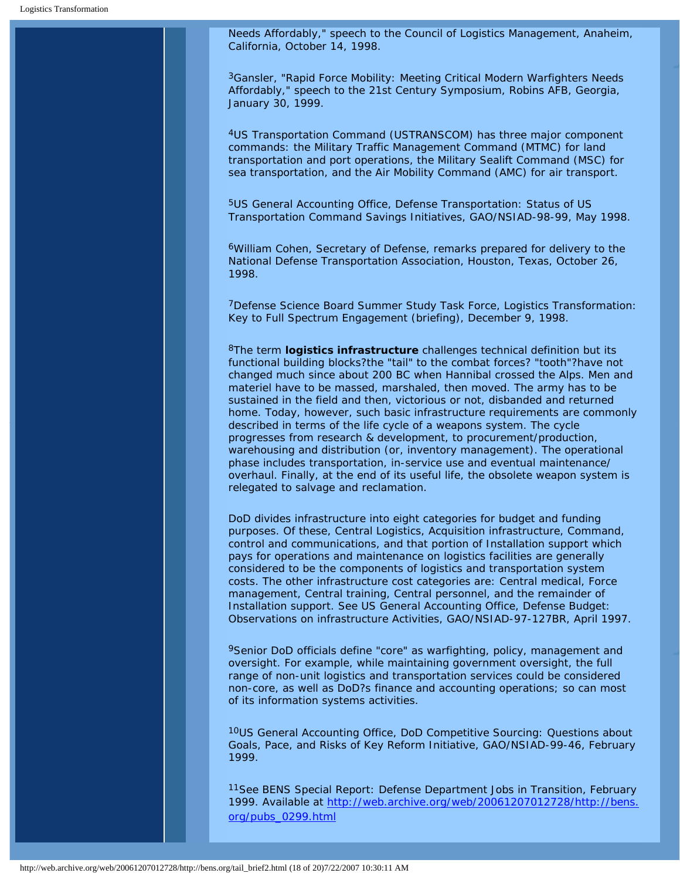Needs Affordably," speech to the Council of Logistics Management, Anaheim, California, October 14, 1998.

[3]Gansler, "Rapid Force Mobility: Meeting Critical Modern Warfighters Needs Affordably," speech to the 21st Century Symposium, Robins AFB, Georgia, January 30, 1999.

[4]US Transportation Command (USTRANSCOM) has three major component commands: the Military Traffic Management Command (MTMC) for land transportation and port operations, the Military Sealift Command (MSC) for sea transportation, and the Air Mobility Command (AMC) for air transport.

[5]US General Accounting Office, Defense Transportation: Status of US Transportation Command Savings Initiatives, GAO/NSIAD-98-99, May 1998.

[6]William Cohen, Secretary of Defense, remarks prepared for delivery to the National Defense Transportation Association, Houston, Texas, October 26, 1998.

[7]Defense Science Board Summer Study Task Force, Logistics Transformation: Key to Full Spectrum Engagement (briefing), December 9, 1998.

[8]The term **logistics infrastructure** challenges technical definition but its functional building blocks?the "tail" to the combat forces? "tooth"?have not changed much since about 200 BC when Hannibal crossed the Alps. Men and materiel have to be massed, marshaled, then moved. The army has to be sustained in the field and then, victorious or not, disbanded and returned home. Today, however, such basic infrastructure requirements are commonly described in terms of the life cycle of a weapons system. The cycle progresses from research & development, to procurement/production, warehousing and distribution (or, inventory management). The operational phase includes transportation, in-service use and eventual maintenance/overhaul. Finally, at the end of its useful life, the obsolete weapon system is relegated to salvage and reclamation.

DoD divides infrastructure into eight categories for budget and funding purposes. Of these, Central Logistics, Acquisition infrastructure, Command, control and communications, and that portion of Installation support which pays for operations and maintenance on logistics facilities are generally considered to be the components of logistics and transportation system costs. The other infrastructure cost categories are: Central medical, Force management, Central training, Central personnel, and the remainder of Installation support. See US General Accounting Office, Defense Budget: Observations on infrastructure Activities, GAO/NSIAD-97-127BR, April 1997.

[9]Senior DoD officials define "core" as warfighting, policy, management and oversight. For example, while maintaining government oversight, the full range of non-unit logistics and transportation services could be considered non-core, as well as DoD?s finance and accounting operations; so can most of its information systems activities.

[10]US General Accounting Office, DoD Competitive Sourcing: Questions about Goals, Pace, and Risks of Key Reform Initiative, GAO/NSIAD-99-46, February 1999.

[11]See BENS Special Report: Defense Department Jobs in Transition, February 1999. Available at [http://web.archive.org/web/20061207012728/http://bens.org/pubs_0299.html](http://web.archive.org/web/20061207012728/http://bens.org/pubs_0299.html)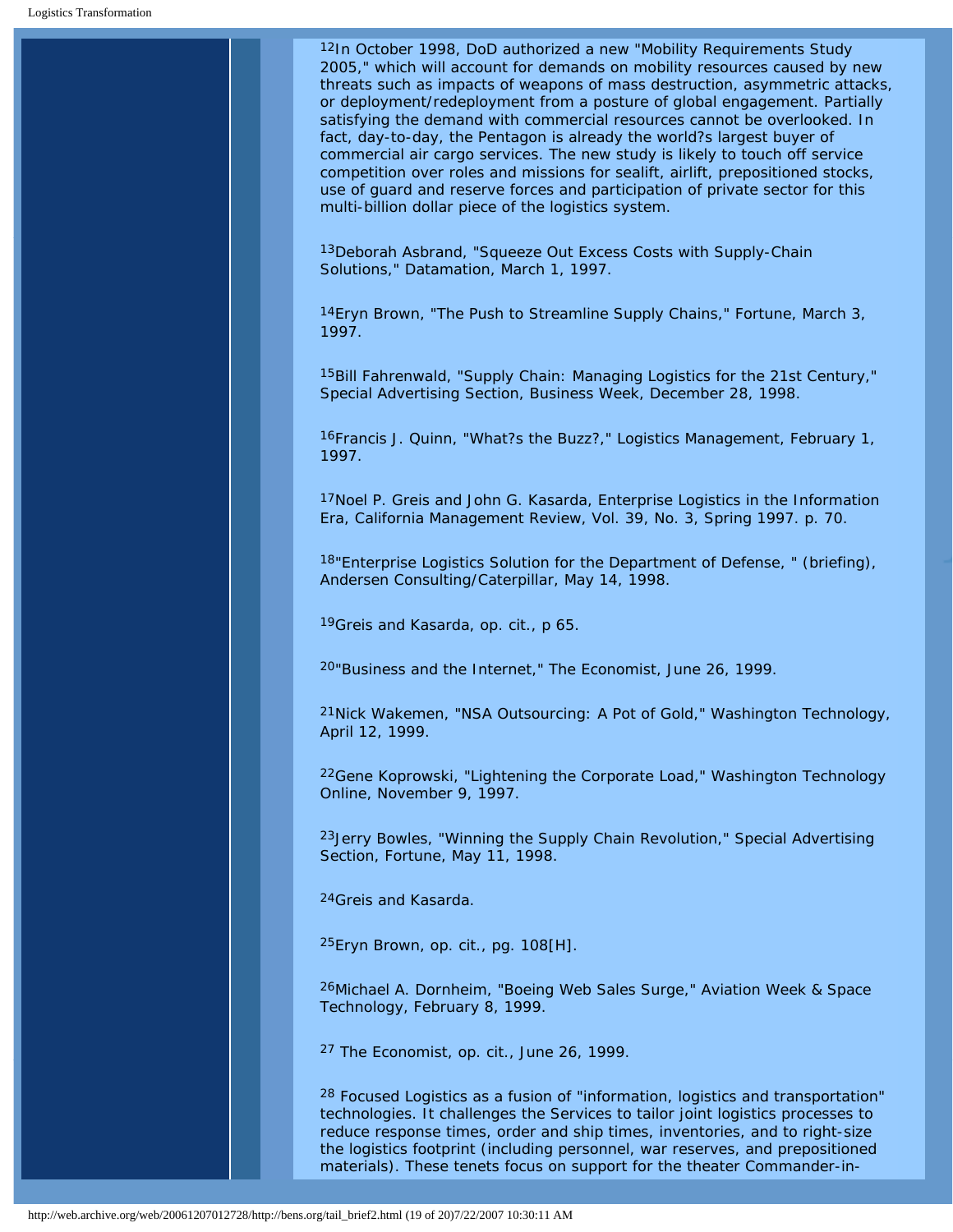[12]In October 1998, DoD authorized a new "Mobility Requirements Study 2005," which will account for demands on mobility resources caused by new threats such as impacts of weapons of mass destruction, asymmetric attacks, or deployment/redeployment from a posture of global engagement. Partially satisfying the demand with commercial resources cannot be overlooked. In fact, day-to-day, the Pentagon is already the world?s largest buyer of commercial air cargo services. The new study is likely to touch off service competition over roles and missions for sealift, airlift, prepositioned stocks, use of guard and reserve forces and participation of private sector for this multi-billion dollar piece of the logistics system.

[13]Deborah Asbrand, "Squeeze Out Excess Costs with Supply-Chain Solutions," Datamation, March 1, 1997.

[14]Eryn Brown, "The Push to Streamline Supply Chains," Fortune, March 3, 1997.

[15]Bill Fahrenwald, "Supply Chain: Managing Logistics for the 21st Century," Special Advertising Section, Business Week, December 28, 1998.

[16]Francis J. Quinn, "What?s the Buzz?," Logistics Management, February 1, 1997.

[17]Noel P. Greis and John G. Kasarda, Enterprise Logistics in the Information Era, California Management Review, Vol. 39, No. 3, Spring 1997. p. 70.

[18]"Enterprise Logistics Solution for the Department of Defense, " (briefing), Andersen Consulting/Caterpillar, May 14, 1998.

[19]Greis and Kasarda, op. cit., p 65.

[20]"Business and the Internet," The Economist, June 26, 1999.

[21]Nick Wakemen, "NSA Outsourcing: A Pot of Gold," Washington Technology, April 12, 1999.

[22]Gene Koprowski, "Lightening the Corporate Load," Washington Technology Online, November 9, 1997.

[23]Jerry Bowles, "Winning the Supply Chain Revolution," Special Advertising Section, Fortune, May 11, 1998.

[24]Greis and Kasarda.

[25]Eryn Brown, op. cit., pg. 108[H].

[26]Michael A. Dornheim, "Boeing Web Sales Surge," Aviation Week & Space Technology, February 8, 1999.

[27] The Economist, op. cit., June 26, 1999.

[28] Focused Logistics as a fusion of "information, logistics and transportation" technologies. It challenges the Services to tailor joint logistics processes to reduce response times, order and ship times, inventories, and to right-size the logistics footprint (including personnel, war reserves, and prepositioned materials). These tenets focus on support for the theater Commander-in-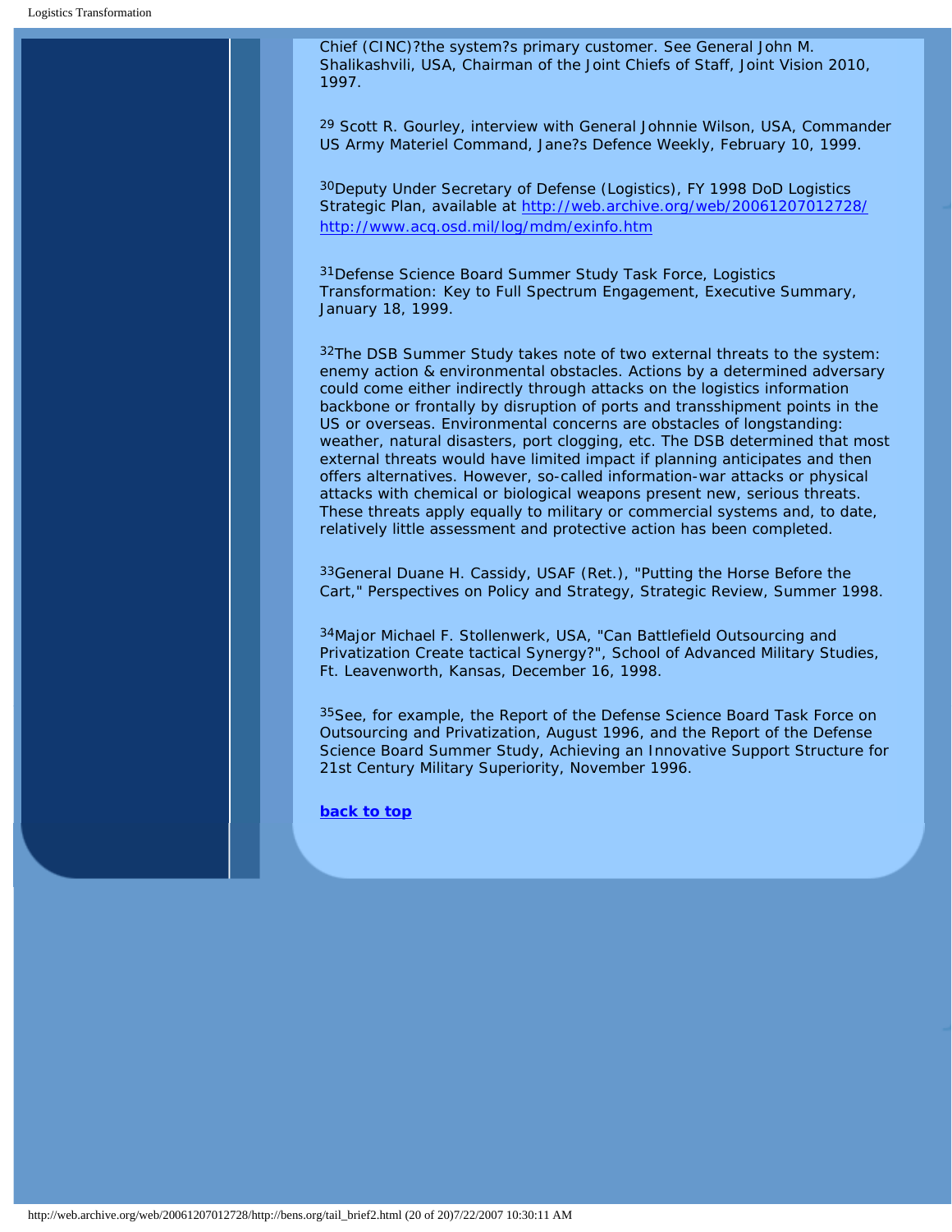Chief (CINC)?the system?s primary customer. See General John M. Shalikashvili, USA, Chairman of the Joint Chiefs of Staff, Joint Vision 2010, 1997.

[29] Scott R. Gourley, interview with General Johnnie Wilson, USA, Commander US Army Materiel Command, Jane?s Defence Weekly, February 10, 1999.

[30]Deputy Under Secretary of Defense (Logistics), FY 1998 DoD Logistics Strategic Plan, available at http://web.archive.org/web/20061207012728/http://www.acq.osd.mil/log/mdm/exinfo.htm

[31]Defense Science Board Summer Study Task Force, Logistics Transformation: Key to Full Spectrum Engagement, Executive Summary, January 18, 1999.

[32]The DSB Summer Study takes note of two external threats to the system: enemy action & environmental obstacles. Actions by a determined adversary could come either indirectly through attacks on the logistics information backbone or frontally by disruption of ports and transshipment points in the US or overseas. Environmental concerns are obstacles of longstanding: weather, natural disasters, port clogging, etc. The DSB determined that most external threats would have limited impact if planning anticipates and then offers alternatives. However, so-called information-war attacks or physical attacks with chemical or biological weapons present new, serious threats. These threats apply equally to military or commercial systems and, to date, relatively little assessment and protective action has been completed.

[33]General Duane H. Cassidy, USAF (Ret.), "Putting the Horse Before the Cart," Perspectives on Policy and Strategy, Strategic Review, Summer 1998.

[34]Major Michael F. Stollenwerk, USA, "Can Battlefield Outsourcing and Privatization Create tactical Synergy?", School of Advanced Military Studies, Ft. Leavenworth, Kansas, December 16, 1998.

[35]See, for example, the Report of the Defense Science Board Task Force on Outsourcing and Privatization, August 1996, and the Report of the Defense Science Board Summer Study, Achieving an Innovative Support Structure for 21st Century Military Superiority, November 1996.

**back to top**